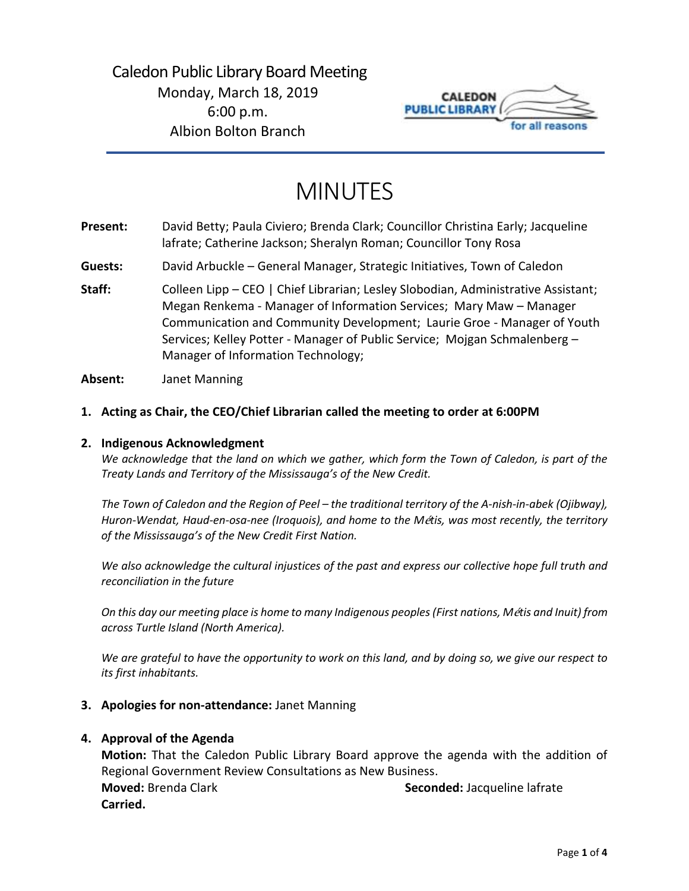# Caledon Public Library Board Meeting

Monday, March 18, 2019
6:00 p.m.
Albion Bolton Branch

# MINUTES

**Present:** David Betty; Paula Civiero; Brenda Clark; Councillor Christina Early; Jacqueline lafrate; Catherine Jackson; Sheralyn Roman; Councillor Tony Rosa

**Guests:** David Arbuckle – General Manager, Strategic Initiatives, Town of Caledon

**Staff:** Colleen Lipp – CEO | Chief Librarian; Lesley Slobodian, Administrative Assistant; Megan Renkema - Manager of Information Services; Mary Maw – Manager Communication and Community Development; Laurie Groe - Manager of Youth Services; Kelley Potter - Manager of Public Service; Mojgan Schmalenberg – Manager of Information Technology;

**Absent:** Janet Manning

1. **Acting as Chair, the CEO/Chief Librarian called the meeting to order at 6:00PM**

2. **Indigenous Acknowledgment**

   *We acknowledge that the land on which we gather, which form the Town of Caledon, is part of the Treaty Lands and Territory of the Mississauga's of the New Credit.*

   *The Town of Caledon and the Region of Peel – the traditional territory of the A-nish-in-abek (Ojibway), Huron-Wendat, Haud-en-osa-nee (Iroquois), and home to the Métis, was most recently, the territory of the Mississauga's of the New Credit First Nation.*

   *We also acknowledge the cultural injustices of the past and express our collective hope full truth and reconciliation in the future*

   *On this day our meeting place is home to many Indigenous peoples (First nations, Métis and Inuit) from across Turtle Island (North America).*

   *We are grateful to have the opportunity to work on this land, and by doing so, we give our respect to its first inhabitants.*

3. **Apologies for non-attendance:** Janet Manning

4. **Approval of the Agenda**

   **Motion:** That the Caledon Public Library Board approve the agenda with the addition of Regional Government Review Consultations as New Business.
   **Moved:** Brenda Clark **Seconded:** Jacqueline lafrate
   **Carried.**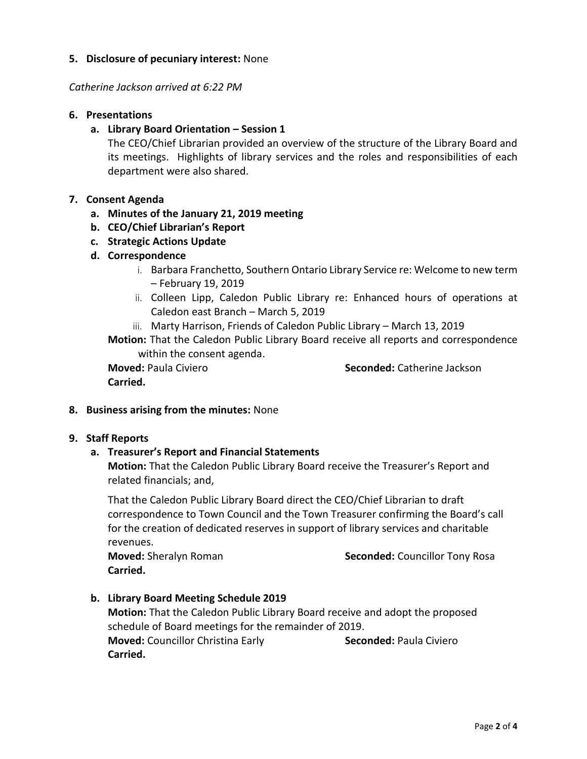**5. Disclosure of pecuniary interest:** None

*Catherine Jackson arrived at 6:22 PM*

**6. Presentations**

**a. Library Board Orientation – Session 1**

The CEO/Chief Librarian provided an overview of the structure of the Library Board and its meetings. Highlights of library services and the roles and responsibilities of each department were also shared.

**7. Consent Agenda**

**a. Minutes of the January 21, 2019 meeting**

**b. CEO/Chief Librarian's Report**

**c. Strategic Actions Update**

**d. Correspondence**

i. Barbara Franchetto, Southern Ontario Library Service re: Welcome to new term – February 19, 2019

ii. Colleen Lipp, Caledon Public Library re: Enhanced hours of operations at Caledon east Branch – March 5, 2019

iii. Marty Harrison, Friends of Caledon Public Library – March 13, 2019

**Motion:** That the Caledon Public Library Board receive all reports and correspondence within the consent agenda.

**Moved:** Paula Civiero **Seconded:** Catherine Jackson

**Carried.**

**8. Business arising from the minutes:** None

**9. Staff Reports**

**a. Treasurer's Report and Financial Statements**

**Motion:** That the Caledon Public Library Board receive the Treasurer's Report and related financials; and,

That the Caledon Public Library Board direct the CEO/Chief Librarian to draft correspondence to Town Council and the Town Treasurer confirming the Board's call for the creation of dedicated reserves in support of library services and charitable revenues.

**Moved:** Sheralyn Roman **Seconded:** Councillor Tony Rosa

**Carried.**

**b. Library Board Meeting Schedule 2019**

**Motion:** That the Caledon Public Library Board receive and adopt the proposed schedule of Board meetings for the remainder of 2019.

**Moved:** Councillor Christina Early **Seconded:** Paula Civiero

**Carried.**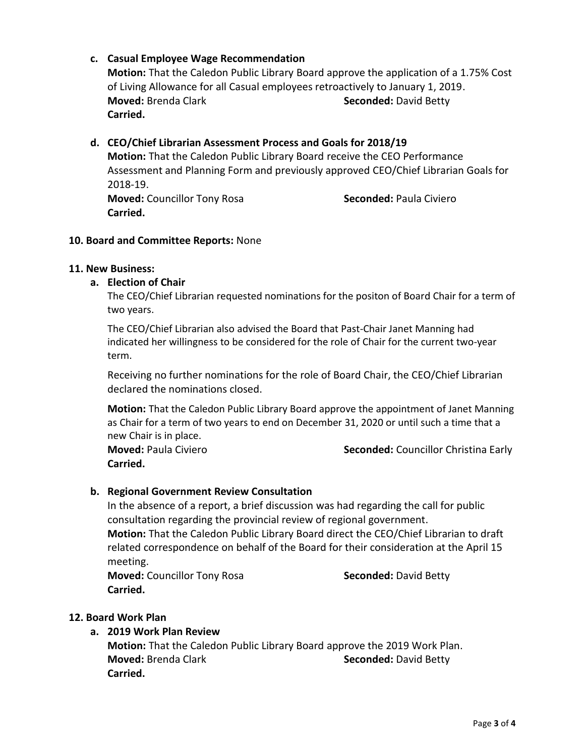**c. Casual Employee Wage Recommendation**

**Motion:** That the Caledon Public Library Board approve the application of a 1.75% Cost of Living Allowance for all Casual employees retroactively to January 1, 2019.

**Moved:** Brenda Clark **Seconded:** David Betty

**Carried.**

**d. CEO/Chief Librarian Assessment Process and Goals for 2018/19**

**Motion:** That the Caledon Public Library Board receive the CEO Performance Assessment and Planning Form and previously approved CEO/Chief Librarian Goals for 2018-19.

**Moved:** Councillor Tony Rosa **Seconded:** Paula Civiero

**Carried.**

**10. Board and Committee Reports:** None

**11. New Business:**

**a. Election of Chair**

The CEO/Chief Librarian requested nominations for the positon of Board Chair for a term of two years.

The CEO/Chief Librarian also advised the Board that Past-Chair Janet Manning had indicated her willingness to be considered for the role of Chair for the current two-year term.

Receiving no further nominations for the role of Board Chair, the CEO/Chief Librarian declared the nominations closed.

**Motion:** That the Caledon Public Library Board approve the appointment of Janet Manning as Chair for a term of two years to end on December 31, 2020 or until such a time that a new Chair is in place.

**Moved:** Paula Civiero **Seconded:** Councillor Christina Early

**Carried.**

**b. Regional Government Review Consultation**

In the absence of a report, a brief discussion was had regarding the call for public consultation regarding the provincial review of regional government.

**Motion:** That the Caledon Public Library Board direct the CEO/Chief Librarian to draft related correspondence on behalf of the Board for their consideration at the April 15 meeting.

**Moved:** Councillor Tony Rosa **Seconded:** David Betty

**Carried.**

**12. Board Work Plan**

**a. 2019 Work Plan Review**

**Motion:** That the Caledon Public Library Board approve the 2019 Work Plan.

**Moved:** Brenda Clark **Seconded:** David Betty

**Carried.**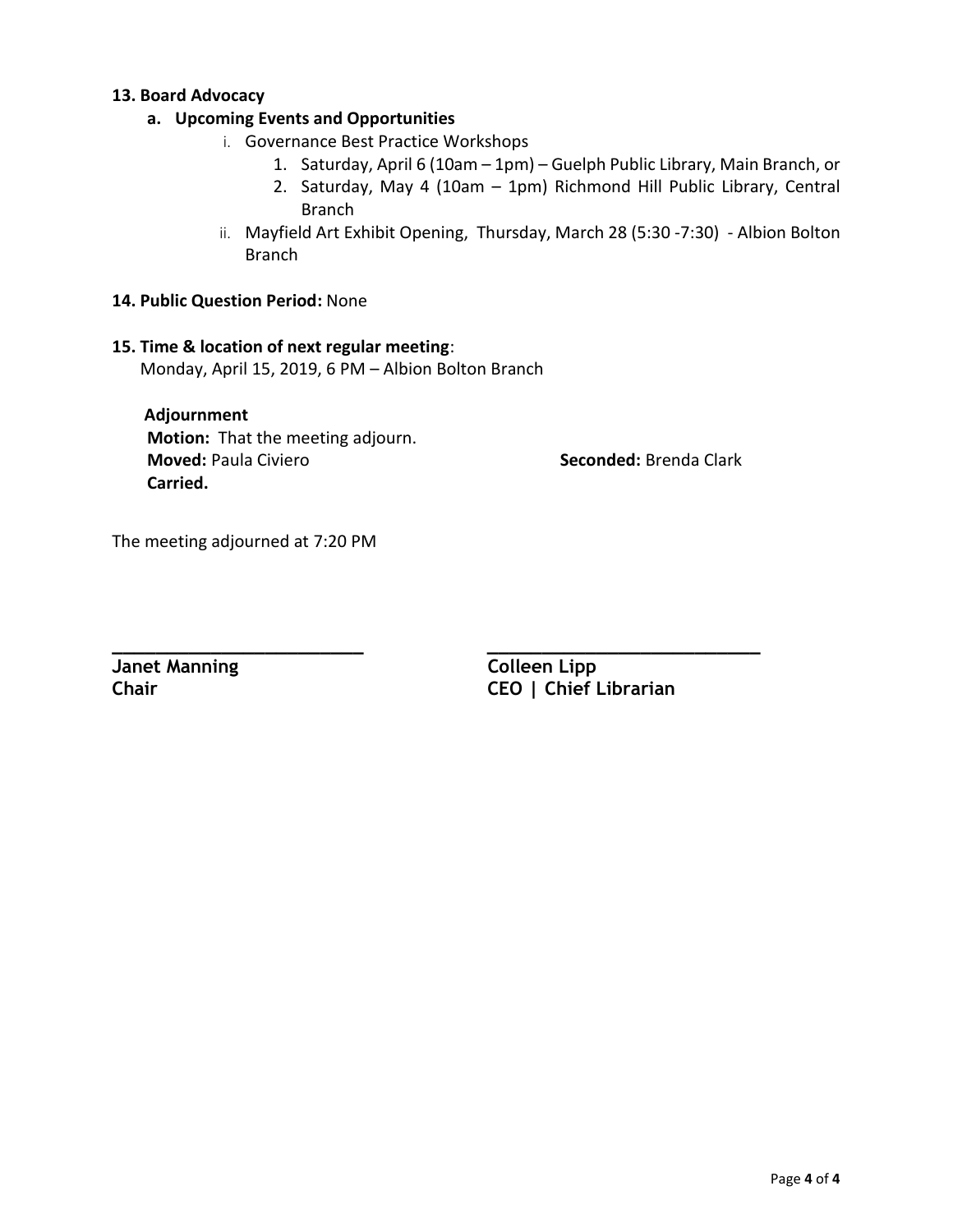**13. Board Advocacy**

**a. Upcoming Events and Opportunities**

   i. Governance Best Practice Workshops
      1. Saturday, April 6 (10am – 1pm) – Guelph Public Library, Main Branch, or
      2. Saturday, May 4 (10am – 1pm) Richmond Hill Public Library, Central Branch

   ii. Mayfield Art Exhibit Opening, Thursday, March 28 (5:30 -7:30) - Albion Bolton Branch

**14. Public Question Period:** None

**15. Time & location of next regular meeting**:
Monday, April 15, 2019, 6 PM – Albion Bolton Branch

**Adjournment**
**Motion:** That the meeting adjourn.
**Moved:** Paula Civiero **Seconded:** Brenda Clark
**Carried.**

The meeting adjourned at 7:20 PM

\_\_\_\_\_\_\_\_\_\_\_\_\_\_\_\_\_\_\_\_\_\_\_\_\_\_
**Janet Manning**
**Chair**

\_\_\_\_\_\_\_\_\_\_\_\_\_\_\_\_\_\_\_\_\_\_\_\_\_\_
**Colleen Lipp**
**CEO | Chief Librarian**